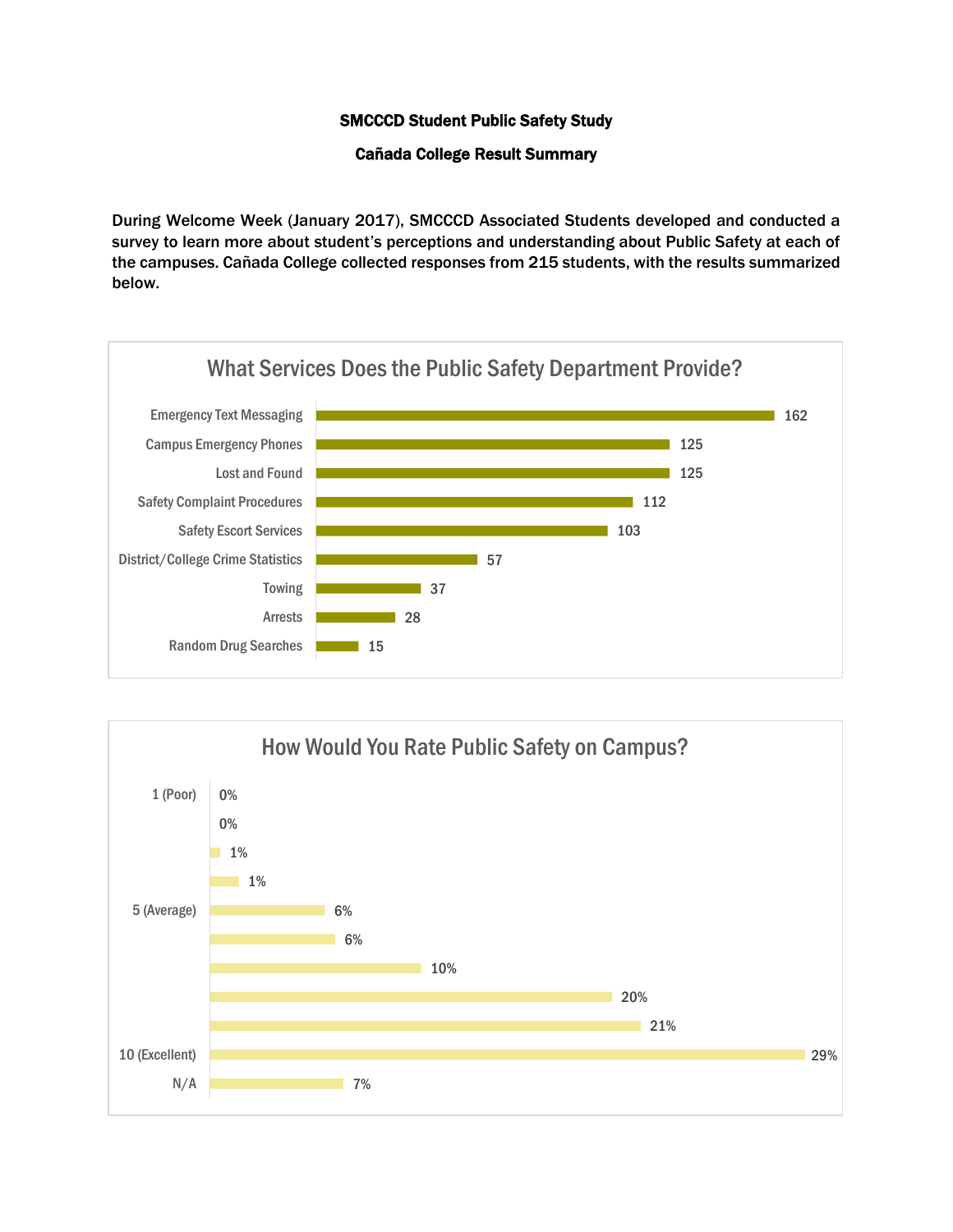**SMCCCD Student Public Safety Study**

**Cañada College Result Summary**

During Welcome Week (January 2017), SMCCCD Associated Students developed and conducted a survey to learn more about student's perceptions and understanding about Public Safety at each of the campuses. Cañada College collected responses from 215 students, with the results summarized below.

What Services Does the Public Safety Department Provide?

Emergency Text Messaging 162
Campus Emergency Phones 125
Lost and Found 125
Safety Complaint Procedures 112
Safety Escort Services 103
District/College Crime Statistics 57
Towing 37
Arrests 28
Random Drug Searches 15

How Would You Rate Public Safety on Campus?

1 (Poor) 0%
0%
1%
1%
5 (Average) 6%
6%
10%
20%
21%
10 (Excellent) 29%
N/A 7%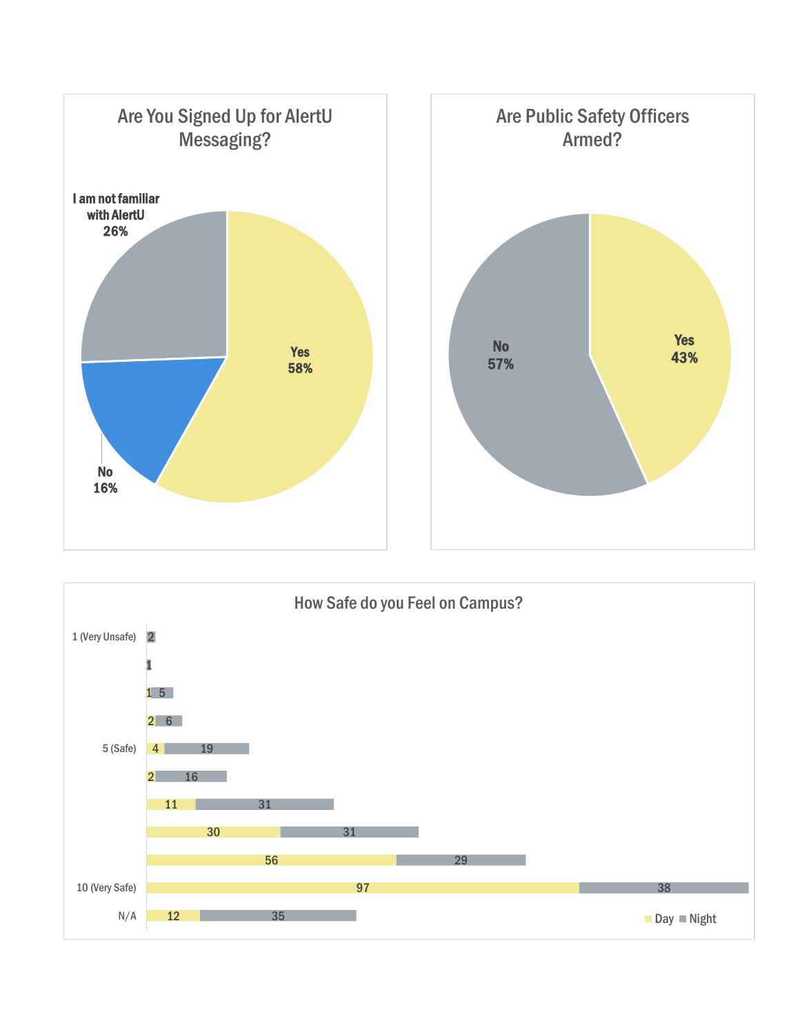## Are You Signed Up for AlertU Messaging?

I am not familiar with AlertU
26%

Yes
58%

No
16%

## Are Public Safety Officers Armed?

No
57%

Yes
43%

## How Safe do you Feel on Campus?

1 (Very Unsafe)
2

1

1 5

2 6

5 (Safe)
4 19

2 16

11 31

30 31

56 29

10 (Very Safe)
97 38

N/A
12 35

Day Night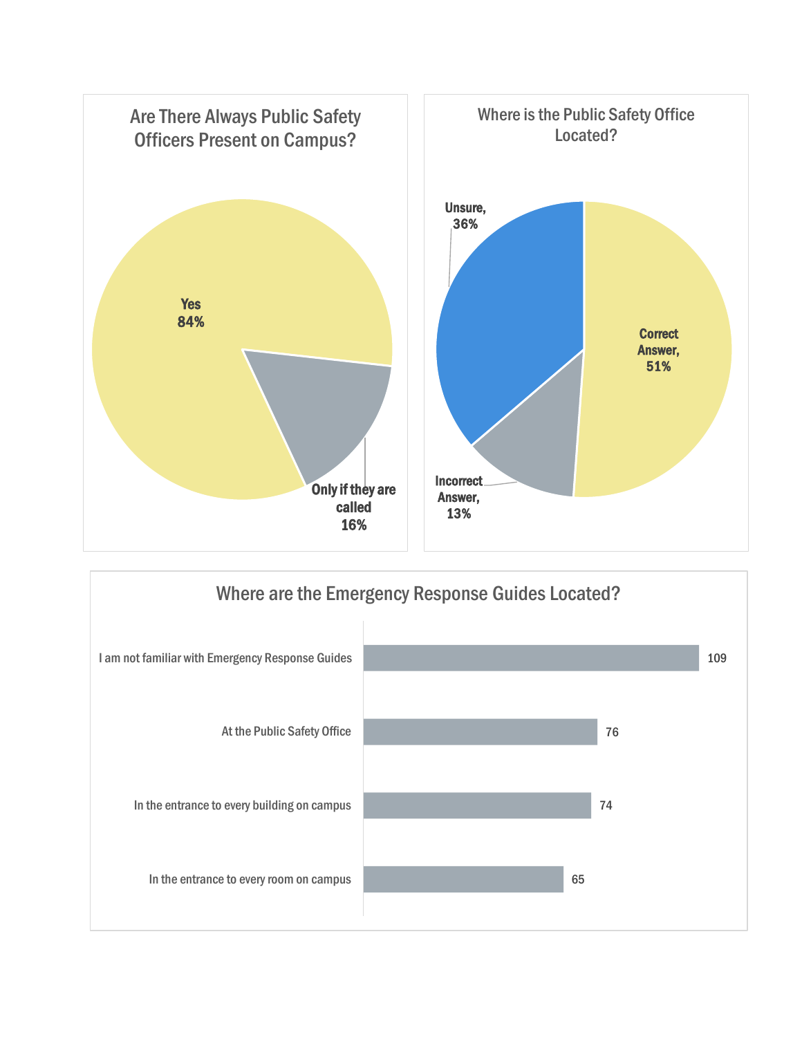## Are There Always Public Safety Officers Present on Campus?

Yes
84%

Only if they are called
16%

## Where is the Public Safety Office Located?

Unsure, 36%

Correct Answer, 51%

Incorrect Answer, 13%

## Where are the Emergency Response Guides Located?

I am not familiar with Emergency Response Guides 109

At the Public Safety Office 76

In the entrance to every building on campus 74

In the entrance to every room on campus 65